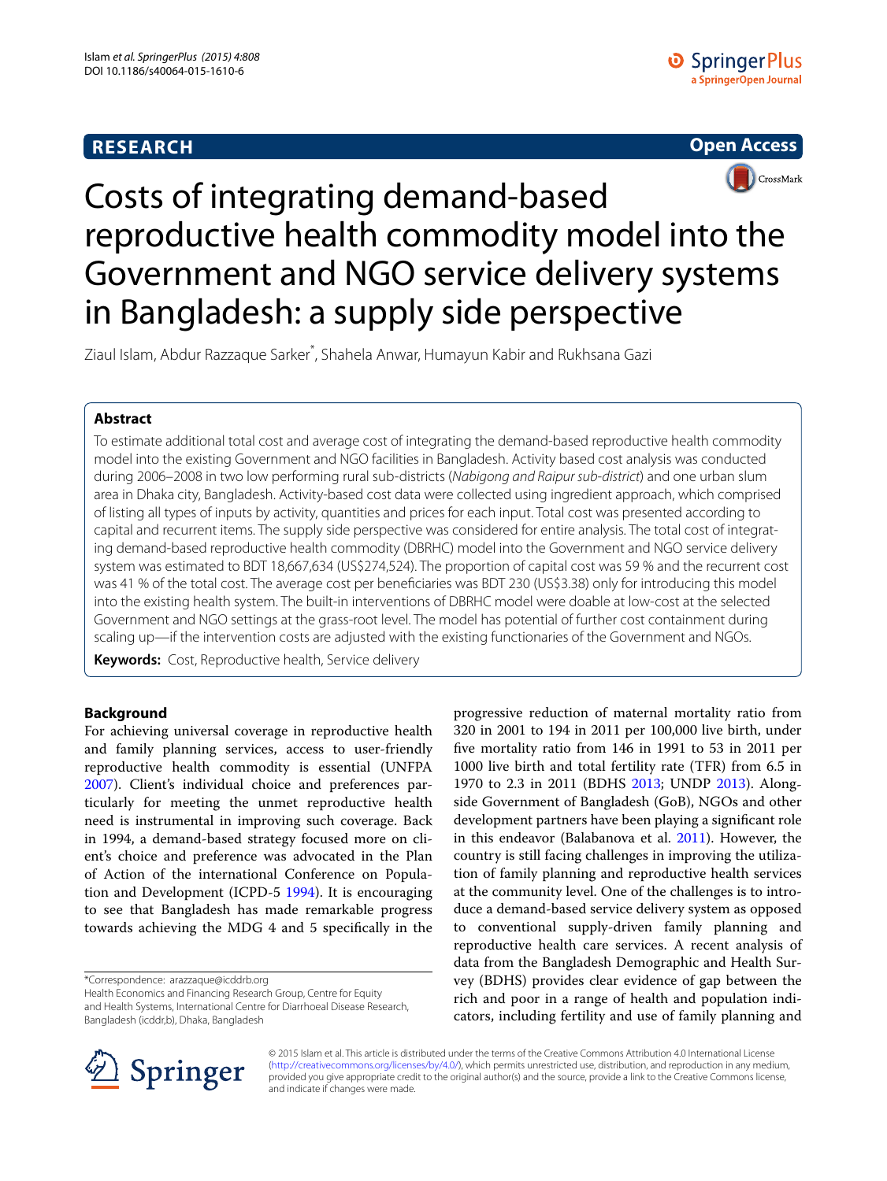RESEARCH

Open Access

# Costs of integrating demand-based reproductive health commodity model into the Government and NGO service delivery systems in Bangladesh: a supply side perspective

Ziaul Islam, Abdur Razzaque Sarker*, Shahela Anwar, Humayun Kabir and Rukhsana Gazi

## Abstract

To estimate additional total cost and average cost of integrating the demand-based reproductive health commodity model into the existing Government and NGO facilities in Bangladesh. Activity based cost analysis was conducted during 2006–2008 in two low performing rural sub-districts (*Nabigong and Raipur sub-district*) and one urban slum area in Dhaka city, Bangladesh. Activity-based cost data were collected using ingredient approach, which comprised of listing all types of inputs by activity, quantities and prices for each input. Total cost was presented according to capital and recurrent items. The supply side perspective was considered for entire analysis. The total cost of integrating demand-based reproductive health commodity (DBRHC) model into the Government and NGO service delivery system was estimated to BDT 18,667,634 (US$274,524). The proportion of capital cost was 59 % and the recurrent cost was 41 % of the total cost. The average cost per beneficiaries was BDT 230 (US$3.38) only for introducing this model into the existing health system. The built-in interventions of DBRHC model were doable at low-cost at the selected Government and NGO settings at the grass-root level. The model has potential of further cost containment during scaling up—if the intervention costs are adjusted with the existing functionaries of the Government and NGOs.

**Keywords:** Cost, Reproductive health, Service delivery

## Background

For achieving universal coverage in reproductive health and family planning services, access to user-friendly reproductive health commodity is essential (UNFPA 2007). Client's individual choice and preferences particularly for meeting the unmet reproductive health need is instrumental in improving such coverage. Back in 1994, a demand-based strategy focused more on client's choice and preference was advocated in the Plan of Action of the international Conference on Population and Development (ICPD-5 1994). It is encouraging to see that Bangladesh has made remarkable progress towards achieving the MDG 4 and 5 specifically in the progressive reduction of maternal mortality ratio from 320 in 2001 to 194 in 2011 per 100,000 live birth, under five mortality ratio from 146 in 1991 to 53 in 2011 per 1000 live birth and total fertility rate (TFR) from 6.5 in 1970 to 2.3 in 2011 (BDHS 2013; UNDP 2013). Alongside Government of Bangladesh (GoB), NGOs and other development partners have been playing a significant role in this endeavor (Balabanova et al. 2011). However, the country is still facing challenges in improving the utilization of family planning and reproductive health services at the community level. One of the challenges is to introduce a demand-based service delivery system as opposed to conventional supply-driven family planning and reproductive health care services. A recent analysis of data from the Bangladesh Demographic and Health Survey (BDHS) provides clear evidence of gap between the rich and poor in a range of health and population indicators, including fertility and use of family planning and

*Correspondence: arazzaque@icddrb.org
Health Economics and Financing Research Group, Centre for Equity and Health Systems, International Centre for Diarrhoeal Disease Research, Bangladesh (icddr,b), Dhaka, Bangladesh

© 2015 Islam et al. This article is distributed under the terms of the Creative Commons Attribution 4.0 International License (http://creativecommons.org/licenses/by/4.0/), which permits unrestricted use, distribution, and reproduction in any medium, provided you give appropriate credit to the original author(s) and the source, provide a link to the Creative Commons license, and indicate if changes were made.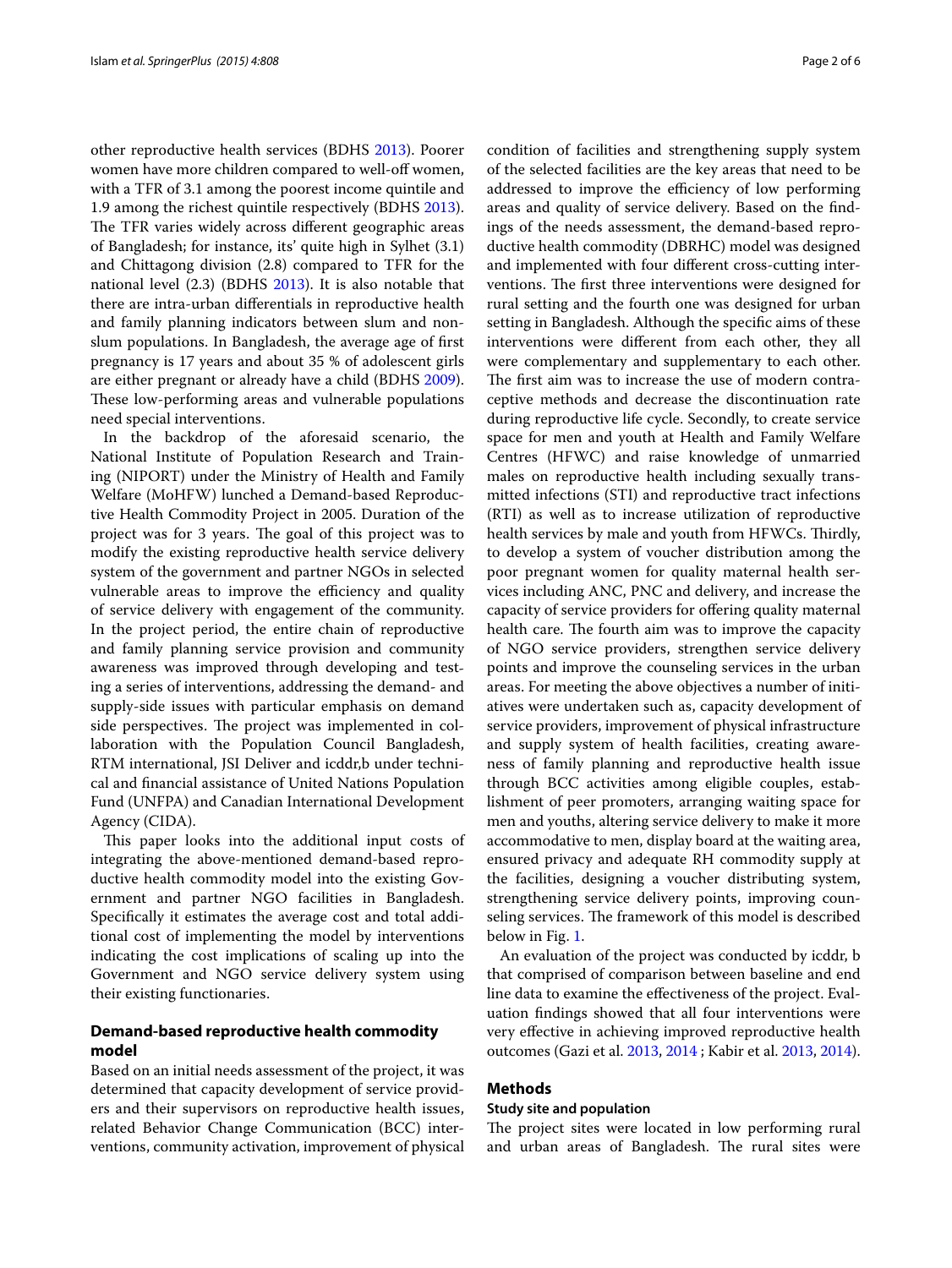other reproductive health services (BDHS 2013). Poorer women have more children compared to well-off women, with a TFR of 3.1 among the poorest income quintile and 1.9 among the richest quintile respectively (BDHS 2013). The TFR varies widely across different geographic areas of Bangladesh; for instance, its' quite high in Sylhet (3.1) and Chittagong division (2.8) compared to TFR for the national level (2.3) (BDHS 2013). It is also notable that there are intra-urban differentials in reproductive health and family planning indicators between slum and non-slum populations. In Bangladesh, the average age of first pregnancy is 17 years and about 35 % of adolescent girls are either pregnant or already have a child (BDHS 2009). These low-performing areas and vulnerable populations need special interventions.

In the backdrop of the aforesaid scenario, the National Institute of Population Research and Training (NIPORT) under the Ministry of Health and Family Welfare (MoHFW) lunched a Demand-based Reproductive Health Commodity Project in 2005. Duration of the project was for 3 years. The goal of this project was to modify the existing reproductive health service delivery system of the government and partner NGOs in selected vulnerable areas to improve the efficiency and quality of service delivery with engagement of the community. In the project period, the entire chain of reproductive and family planning service provision and community awareness was improved through developing and testing a series of interventions, addressing the demand- and supply-side issues with particular emphasis on demand side perspectives. The project was implemented in collaboration with the Population Council Bangladesh, RTM international, JSI Deliver and icddr,b under technical and financial assistance of United Nations Population Fund (UNFPA) and Canadian International Development Agency (CIDA).

This paper looks into the additional input costs of integrating the above-mentioned demand-based reproductive health commodity model into the existing Government and partner NGO facilities in Bangladesh. Specifically it estimates the average cost and total additional cost of implementing the model by interventions indicating the cost implications of scaling up into the Government and NGO service delivery system using their existing functionaries.

## Demand-based reproductive health commodity model

Based on an initial needs assessment of the project, it was determined that capacity development of service providers and their supervisors on reproductive health issues, related Behavior Change Communication (BCC) interventions, community activation, improvement of physical condition of facilities and strengthening supply system of the selected facilities are the key areas that need to be addressed to improve the efficiency of low performing areas and quality of service delivery. Based on the findings of the needs assessment, the demand-based reproductive health commodity (DBRHC) model was designed and implemented with four different cross-cutting interventions. The first three interventions were designed for rural setting and the fourth one was designed for urban setting in Bangladesh. Although the specific aims of these interventions were different from each other, they all were complementary and supplementary to each other. The first aim was to increase the use of modern contraceptive methods and decrease the discontinuation rate during reproductive life cycle. Secondly, to create service space for men and youth at Health and Family Welfare Centres (HFWC) and raise knowledge of unmarried males on reproductive health including sexually transmitted infections (STI) and reproductive tract infections (RTI) as well as to increase utilization of reproductive health services by male and youth from HFWCs. Thirdly, to develop a system of voucher distribution among the poor pregnant women for quality maternal health services including ANC, PNC and delivery, and increase the capacity of service providers for offering quality maternal health care. The fourth aim was to improve the capacity of NGO service providers, strengthen service delivery points and improve the counseling services in the urban areas. For meeting the above objectives a number of initiatives were undertaken such as, capacity development of service providers, improvement of physical infrastructure and supply system of health facilities, creating awareness of family planning and reproductive health issue through BCC activities among eligible couples, establishment of peer promoters, arranging waiting space for men and youths, altering service delivery to make it more accommodative to men, display board at the waiting area, ensured privacy and adequate RH commodity supply at the facilities, designing a voucher distributing system, strengthening service delivery points, improving counseling services. The framework of this model is described below in Fig. 1.

An evaluation of the project was conducted by icddr, b that comprised of comparison between baseline and end line data to examine the effectiveness of the project. Evaluation findings showed that all four interventions were very effective in achieving improved reproductive health outcomes (Gazi et al. 2013, 2014 ; Kabir et al. 2013, 2014).

## Methods

### Study site and population

The project sites were located in low performing rural and urban areas of Bangladesh. The rural sites were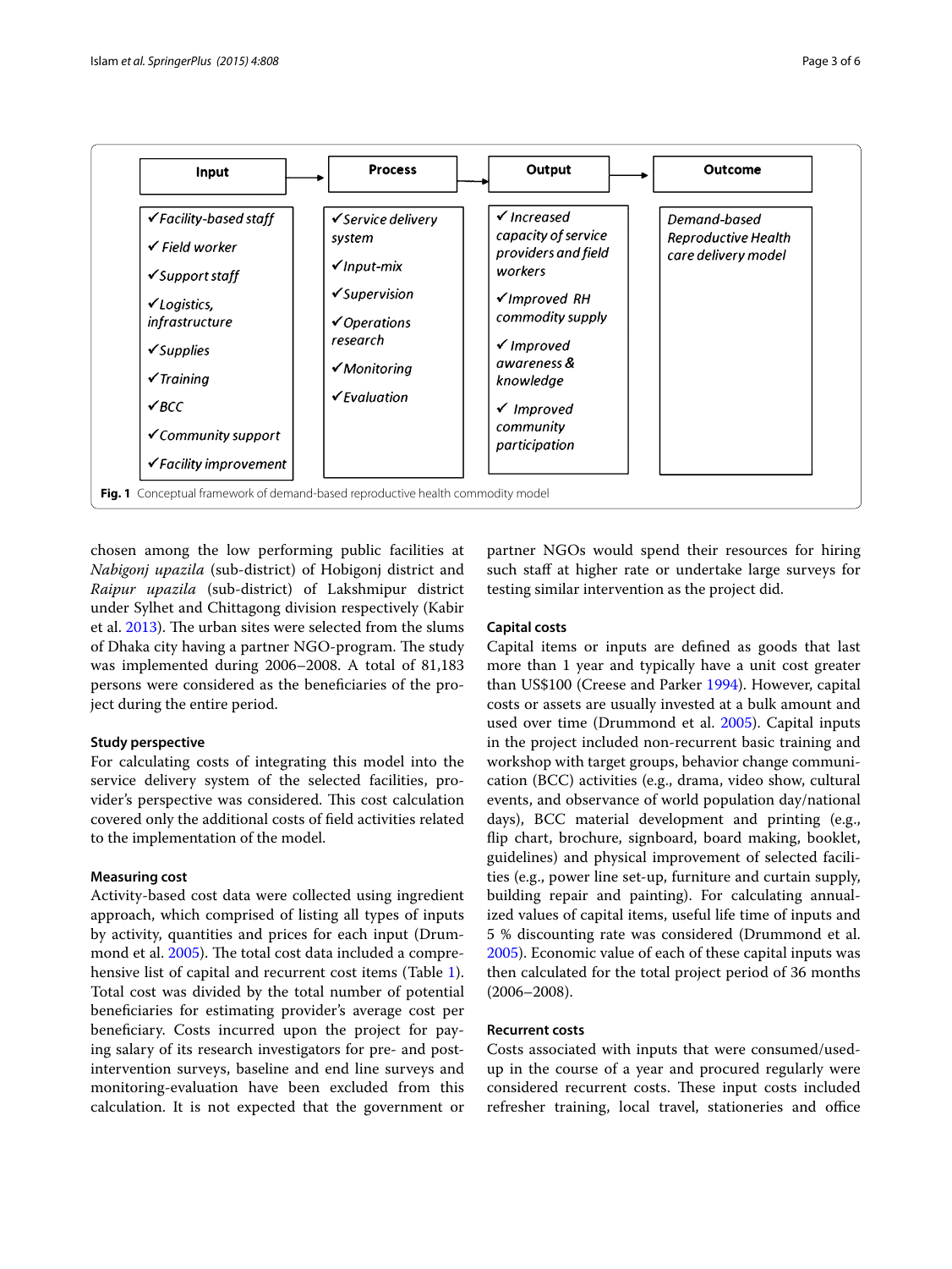| Input | Process | Output | Outcome |
| --- | --- | --- | --- |
| ✓*Facility-based staff*<br>✓ *Field worker*<br>✓*Support staff*<br>✓*Logistics, infrastructure*<br>✓*Supplies*<br>✓*Training*<br>✓*BCC*<br>✓*Community support*<br>✓*Facility improvement* | ✓*Service delivery system*<br>✓*Input-mix*<br>✓*Supervision*<br>✓*Operations research*<br>✓*Monitoring*<br>✓*Evaluation* | ✓ *Increased capacity of service providers and field workers*<br>✓*Improved RH commodity supply*<br>✓ *Improved awareness & knowledge*<br>✓ *Improved community participation* | *Demand-based Reproductive Health care delivery model* |

**Fig. 1** Conceptual framework of demand-based reproductive health commodity model

chosen among the low performing public facilities at *Nabigonj upazila* (sub-district) of Hobigonj district and *Raipur upazila* (sub-district) of Lakshmipur district under Sylhet and Chittagong division respectively (Kabir et al. 2013). The urban sites were selected from the slums of Dhaka city having a partner NGO-program. The study was implemented during 2006–2008. A total of 81,183 persons were considered as the beneficiaries of the project during the entire period.

### Study perspective

For calculating costs of integrating this model into the service delivery system of the selected facilities, provider's perspective was considered. This cost calculation covered only the additional costs of field activities related to the implementation of the model.

### Measuring cost

Activity-based cost data were collected using ingredient approach, which comprised of listing all types of inputs by activity, quantities and prices for each input (Drummond et al. 2005). The total cost data included a comprehensive list of capital and recurrent cost items (Table 1). Total cost was divided by the total number of potential beneficiaries for estimating provider's average cost per beneficiary. Costs incurred upon the project for paying salary of its research investigators for pre- and post-intervention surveys, baseline and end line surveys and monitoring-evaluation have been excluded from this calculation. It is not expected that the government or partner NGOs would spend their resources for hiring such staff at higher rate or undertake large surveys for testing similar intervention as the project did.

### Capital costs

Capital items or inputs are defined as goods that last more than 1 year and typically have a unit cost greater than US$100 (Creese and Parker 1994). However, capital costs or assets are usually invested at a bulk amount and used over time (Drummond et al. 2005). Capital inputs in the project included non-recurrent basic training and workshop with target groups, behavior change communication (BCC) activities (e.g., drama, video show, cultural events, and observance of world population day/national days), BCC material development and printing (e.g., flip chart, brochure, signboard, board making, booklet, guidelines) and physical improvement of selected facilities (e.g., power line set-up, furniture and curtain supply, building repair and painting). For calculating annualized values of capital items, useful life time of inputs and 5 % discounting rate was considered (Drummond et al. 2005). Economic value of each of these capital inputs was then calculated for the total project period of 36 months (2006–2008).

### Recurrent costs

Costs associated with inputs that were consumed/used-up in the course of a year and procured regularly were considered recurrent costs. These input costs included refresher training, local travel, stationeries and office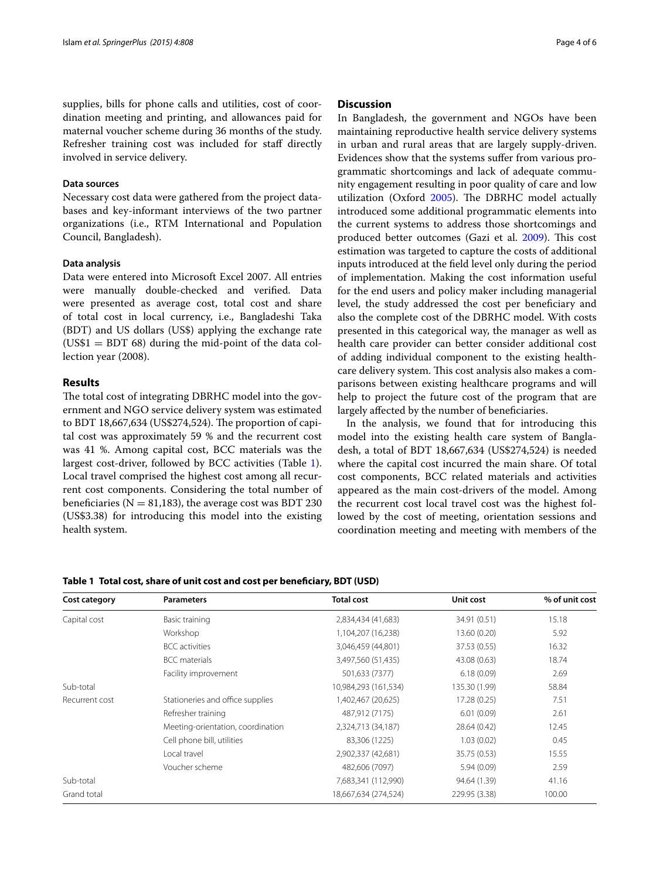supplies, bills for phone calls and utilities, cost of coordination meeting and printing, and allowances paid for maternal voucher scheme during 36 months of the study. Refresher training cost was included for staff directly involved in service delivery.

### Data sources

Necessary cost data were gathered from the project databases and key-informant interviews of the two partner organizations (i.e., RTM International and Population Council, Bangladesh).

### Data analysis

Data were entered into Microsoft Excel 2007. All entries were manually double-checked and verified. Data were presented as average cost, total cost and share of total cost in local currency, i.e., Bangladeshi Taka (BDT) and US dollars (US$) applying the exchange rate (US$1 = BDT 68) during the mid-point of the data collection year (2008).

## Results

The total cost of integrating DBRHC model into the government and NGO service delivery system was estimated to BDT 18,667,634 (US$274,524). The proportion of capital cost was approximately 59 % and the recurrent cost was 41 %. Among capital cost, BCC materials was the largest cost-driver, followed by BCC activities (Table 1). Local travel comprised the highest cost among all recurrent cost components. Considering the total number of beneficiaries (N = 81,183), the average cost was BDT 230 (US$3.38) for introducing this model into the existing health system.

## Discussion

In Bangladesh, the government and NGOs have been maintaining reproductive health service delivery systems in urban and rural areas that are largely supply-driven. Evidences show that the systems suffer from various programmatic shortcomings and lack of adequate community engagement resulting in poor quality of care and low utilization (Oxford 2005). The DBRHC model actually introduced some additional programmatic elements into the current systems to address those shortcomings and produced better outcomes (Gazi et al. 2009). This cost estimation was targeted to capture the costs of additional inputs introduced at the field level only during the period of implementation. Making the cost information useful for the end users and policy maker including managerial level, the study addressed the cost per beneficiary and also the complete cost of the DBRHC model. With costs presented in this categorical way, the manager as well as health care provider can better consider additional cost of adding individual component to the existing healthcare delivery system. This cost analysis also makes a comparisons between existing healthcare programs and will help to project the future cost of the program that are largely affected by the number of beneficiaries.

In the analysis, we found that for introducing this model into the existing health care system of Bangladesh, a total of BDT 18,667,634 (US$274,524) is needed where the capital cost incurred the main share. Of total cost components, BCC related materials and activities appeared as the main cost-drivers of the model. Among the recurrent cost local travel cost was the highest followed by the cost of meeting, orientation sessions and coordination meeting and meeting with members of the

**Table 1 Total cost, share of unit cost and cost per beneficiary, BDT (USD)**

| Cost category | Parameters | Total cost | Unit cost | % of unit cost |
|---|---|---|---|---|
| Capital cost | Basic training | 2,834,434 (41,683) | 34.91 (0.51) | 15.18 |
| | Workshop | 1,104,207 (16,238) | 13.60 (0.20) | 5.92 |
| | BCC activities | 3,046,459 (44,801) | 37.53 (0.55) | 16.32 |
| | BCC materials | 3,497,560 (51,435) | 43.08 (0.63) | 18.74 |
| | Facility improvement | 501,633 (7377) | 6.18 (0.09) | 2.69 |
| Sub-total | | 10,984,293 (161,534) | 135.30 (1.99) | 58.84 |
| Recurrent cost | Stationeries and office supplies | 1,402,467 (20,625) | 17.28 (0.25) | 7.51 |
| | Refresher training | 487,912 (7175) | 6.01 (0.09) | 2.61 |
| | Meeting-orientation, coordination | 2,324,713 (34,187) | 28.64 (0.42) | 12.45 |
| | Cell phone bill, utilities | 83,306 (1225) | 1.03 (0.02) | 0.45 |
| | Local travel | 2,902,337 (42,681) | 35.75 (0.53) | 15.55 |
| | Voucher scheme | 482,606 (7097) | 5.94 (0.09) | 2.59 |
| Sub-total | | 7,683,341 (112,990) | 94.64 (1.39) | 41.16 |
| Grand total | | 18,667,634 (274,524) | 229.95 (3.38) | 100.00 |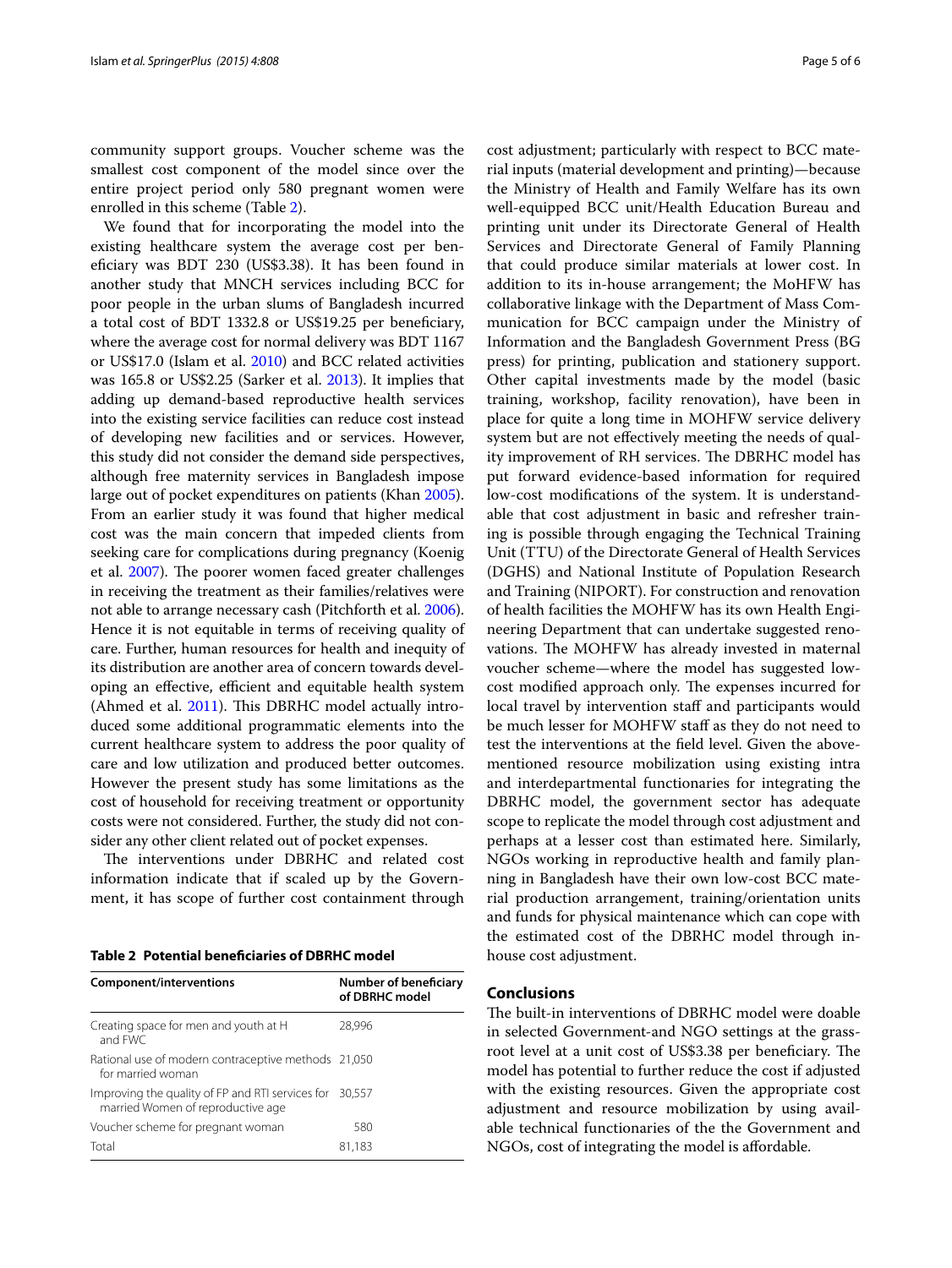community support groups. Voucher scheme was the smallest cost component of the model since over the entire project period only 580 pregnant women were enrolled in this scheme (Table 2).

We found that for incorporating the model into the existing healthcare system the average cost per beneficiary was BDT 230 (US$3.38). It has been found in another study that MNCH services including BCC for poor people in the urban slums of Bangladesh incurred a total cost of BDT 1332.8 or US$19.25 per beneficiary, where the average cost for normal delivery was BDT 1167 or US$17.0 (Islam et al. 2010) and BCC related activities was 165.8 or US$2.25 (Sarker et al. 2013). It implies that adding up demand-based reproductive health services into the existing service facilities can reduce cost instead of developing new facilities and or services. However, this study did not consider the demand side perspectives, although free maternity services in Bangladesh impose large out of pocket expenditures on patients (Khan 2005). From an earlier study it was found that higher medical cost was the main concern that impeded clients from seeking care for complications during pregnancy (Koenig et al. 2007). The poorer women faced greater challenges in receiving the treatment as their families/relatives were not able to arrange necessary cash (Pitchforth et al. 2006). Hence it is not equitable in terms of receiving quality of care. Further, human resources for health and inequity of its distribution are another area of concern towards developing an effective, efficient and equitable health system (Ahmed et al. 2011). This DBRHC model actually introduced some additional programmatic elements into the current healthcare system to address the poor quality of care and low utilization and produced better outcomes. However the present study has some limitations as the cost of household for receiving treatment or opportunity costs were not considered. Further, the study did not consider any other client related out of pocket expenses.

The interventions under DBRHC and related cost information indicate that if scaled up by the Government, it has scope of further cost containment through cost adjustment; particularly with respect to BCC material inputs (material development and printing)—because the Ministry of Health and Family Welfare has its own well-equipped BCC unit/Health Education Bureau and printing unit under its Directorate General of Health Services and Directorate General of Family Planning that could produce similar materials at lower cost. In addition to its in-house arrangement; the MoHFW has collaborative linkage with the Department of Mass Communication for BCC campaign under the Ministry of Information and the Bangladesh Government Press (BG press) for printing, publication and stationery support. Other capital investments made by the model (basic training, workshop, facility renovation), have been in place for quite a long time in MOHFW service delivery system but are not effectively meeting the needs of quality improvement of RH services. The DBRHC model has put forward evidence-based information for required low-cost modifications of the system. It is understandable that cost adjustment in basic and refresher training is possible through engaging the Technical Training Unit (TTU) of the Directorate General of Health Services (DGHS) and National Institute of Population Research and Training (NIPORT). For construction and renovation of health facilities the MOHFW has its own Health Engineering Department that can undertake suggested renovations. The MOHFW has already invested in maternal voucher scheme—where the model has suggested low-cost modified approach only. The expenses incurred for local travel by intervention staff and participants would be much lesser for MOHFW staff as they do not need to test the interventions at the field level. Given the above-mentioned resource mobilization using existing intra and interdepartmental functionaries for integrating the DBRHC model, the government sector has adequate scope to replicate the model through cost adjustment and perhaps at a lesser cost than estimated here. Similarly, NGOs working in reproductive health and family planning in Bangladesh have their own low-cost BCC material production arrangement, training/orientation units and funds for physical maintenance which can cope with the estimated cost of the DBRHC model through in-house cost adjustment.

**Table 2 Potential beneficiaries of DBRHC model**

| Component/interventions | Number of beneficiary of DBRHC model |
|---|---|
| Creating space for men and youth at H and FWC | 28,996 |
| Rational use of modern contraceptive methods for married woman | 21,050 |
| Improving the quality of FP and RTI services for married Women of reproductive age | 30,557 |
| Voucher scheme for pregnant woman | 580 |
| Total | 81,183 |

## Conclusions

The built-in interventions of DBRHC model were doable in selected Government-and NGO settings at the grassroot level at a unit cost of US$3.38 per beneficiary. The model has potential to further reduce the cost if adjusted with the existing resources. Given the appropriate cost adjustment and resource mobilization by using available technical functionaries of the the Government and NGOs, cost of integrating the model is affordable.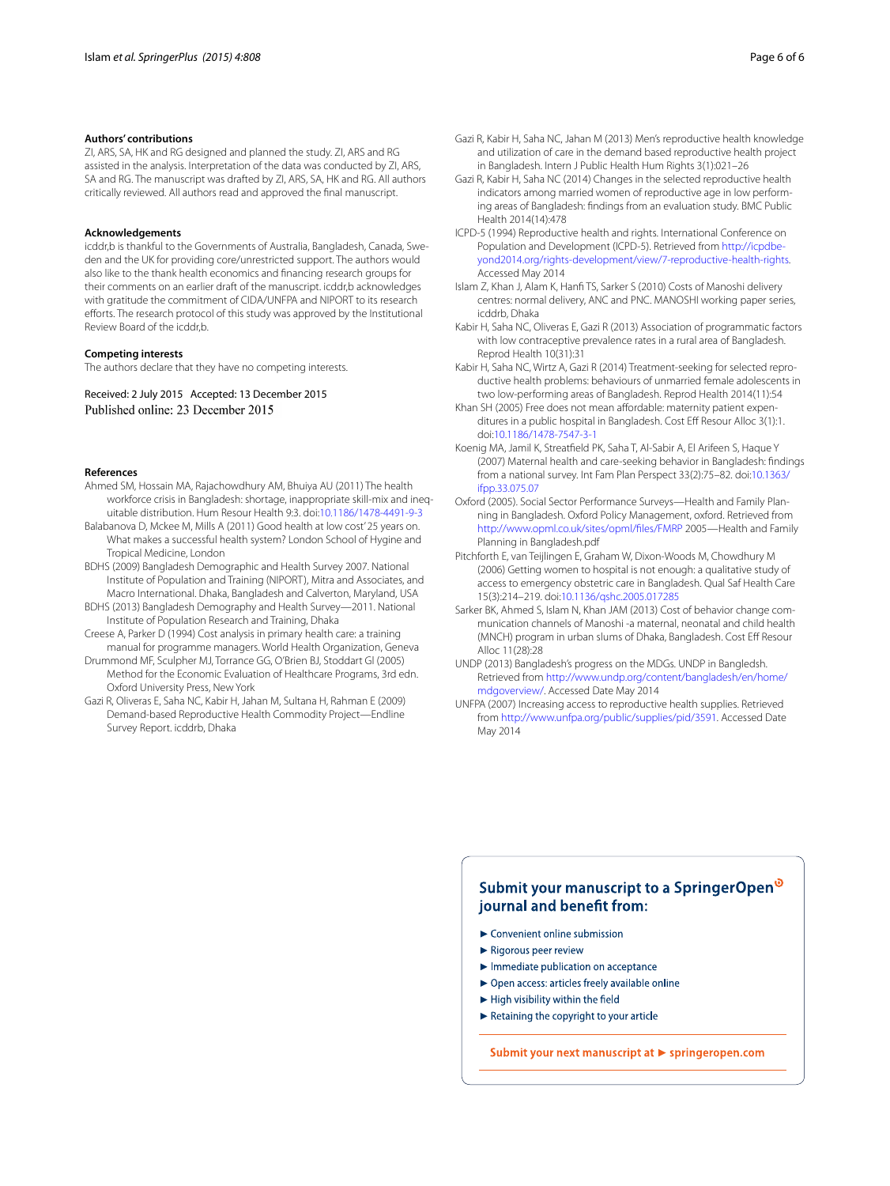### Authors' contributions

ZI, ARS, SA, HK and RG designed and planned the study. ZI, ARS and RG assisted in the analysis. Interpretation of the data was conducted by ZI, ARS, SA and RG. The manuscript was drafted by ZI, ARS, SA, HK and RG. All authors critically reviewed. All authors read and approved the final manuscript.

### Acknowledgements

icddr,b is thankful to the Governments of Australia, Bangladesh, Canada, Sweden and the UK for providing core/unrestricted support. The authors would also like to the thank health economics and financing research groups for their comments on an earlier draft of the manuscript. icddr,b acknowledges with gratitude the commitment of CIDA/UNFPA and NIPORT to its research efforts. The research protocol of this study was approved by the Institutional Review Board of the icddr,b.

### Competing interests

The authors declare that they have no competing interests.

Received: 2 July 2015 Accepted: 13 December 2015
Published online: 23 December 2015

### References

- Ahmed SM, Hossain MA, Rajachowdhury AM, Bhuiya AU (2011) The health workforce crisis in Bangladesh: shortage, inappropriate skill-mix and inequitable distribution. Hum Resour Health 9:3. doi:10.1186/1478-4491-9-3
- Balabanova D, Mckee M, Mills A (2011) Good health at low cost' 25 years on. What makes a successful health system? London School of Hygine and Tropical Medicine, London
- BDHS (2009) Bangladesh Demographic and Health Survey 2007. National Institute of Population and Training (NIPORT), Mitra and Associates, and Macro International. Dhaka, Bangladesh and Calverton, Maryland, USA
- BDHS (2013) Bangladesh Demography and Health Survey—2011. National Institute of Population Research and Training, Dhaka
- Creese A, Parker D (1994) Cost analysis in primary health care: a training manual for programme managers. World Health Organization, Geneva
- Drummond MF, Sculpher MJ, Torrance GG, O'Brien BJ, Stoddart GI (2005) Method for the Economic Evaluation of Healthcare Programs, 3rd edn. Oxford University Press, New York
- Gazi R, Oliveras E, Saha NC, Kabir H, Jahan M, Sultana H, Rahman E (2009) Demand-based Reproductive Health Commodity Project—Endline Survey Report. icddrb, Dhaka
- Gazi R, Kabir H, Saha NC, Jahan M (2013) Men's reproductive health knowledge and utilization of care in the demand based reproductive health project in Bangladesh. Intern J Public Health Hum Rights 3(1):021–26
- Gazi R, Kabir H, Saha NC (2014) Changes in the selected reproductive health indicators among married women of reproductive age in low performing areas of Bangladesh: findings from an evaluation study. BMC Public Health 2014(14):478
- ICPD-5 (1994) Reproductive health and rights. International Conference on Population and Development (ICPD-5). Retrieved from http://icpdbeyond2014.org/rights-development/view/7-reproductive-health-rights. Accessed May 2014
- Islam Z, Khan J, Alam K, Hanfi TS, Sarker S (2010) Costs of Manoshi delivery centres: normal delivery, ANC and PNC. MANOSHI working paper series, icddrb, Dhaka
- Kabir H, Saha NC, Oliveras E, Gazi R (2013) Association of programmatic factors with low contraceptive prevalence rates in a rural area of Bangladesh. Reprod Health 10(31):31
- Kabir H, Saha NC, Wirtz A, Gazi R (2014) Treatment-seeking for selected reproductive health problems: behaviours of unmarried female adolescents in two low-performing areas of Bangladesh. Reprod Health 2014(11):54
- Khan SH (2005) Free does not mean affordable: maternity patient expenditures in a public hospital in Bangladesh. Cost Eff Resour Alloc 3(1):1. doi:10.1186/1478-7547-3-1
- Koenig MA, Jamil K, Streatfield PK, Saha T, Al-Sabir A, El Arifeen S, Haque Y (2007) Maternal health and care-seeking behavior in Bangladesh: findings from a national survey. Int Fam Plan Perspect 33(2):75–82. doi:10.1363/ifpp.33.075.07
- Oxford (2005). Social Sector Performance Surveys—Health and Family Planning in Bangladesh. Oxford Policy Management, oxford. Retrieved from http://www.opml.co.uk/sites/opml/files/FMRP 2005—Health and Family Planning in Bangladesh.pdf
- Pitchforth E, van Teijlingen E, Graham W, Dixon-Woods M, Chowdhury M (2006) Getting women to hospital is not enough: a qualitative study of access to emergency obstetric care in Bangladesh. Qual Saf Health Care 15(3):214–219. doi:10.1136/qshc.2005.017285
- Sarker BK, Ahmed S, Islam N, Khan JAM (2013) Cost of behavior change communication channels of Manoshi -a maternal, neonatal and child health (MNCH) program in urban slums of Dhaka, Bangladesh. Cost Eff Resour Alloc 11(28):28
- UNDP (2013) Bangladesh's progress on the MDGs. UNDP in Bangledsh. Retrieved from http://www.undp.org/content/bangladesh/en/home/mdgoverview/. Accessed Date May 2014
- UNFPA (2007) Increasing access to reproductive health supplies. Retrieved from http://www.unfpa.org/public/supplies/pid/3591. Accessed Date May 2014